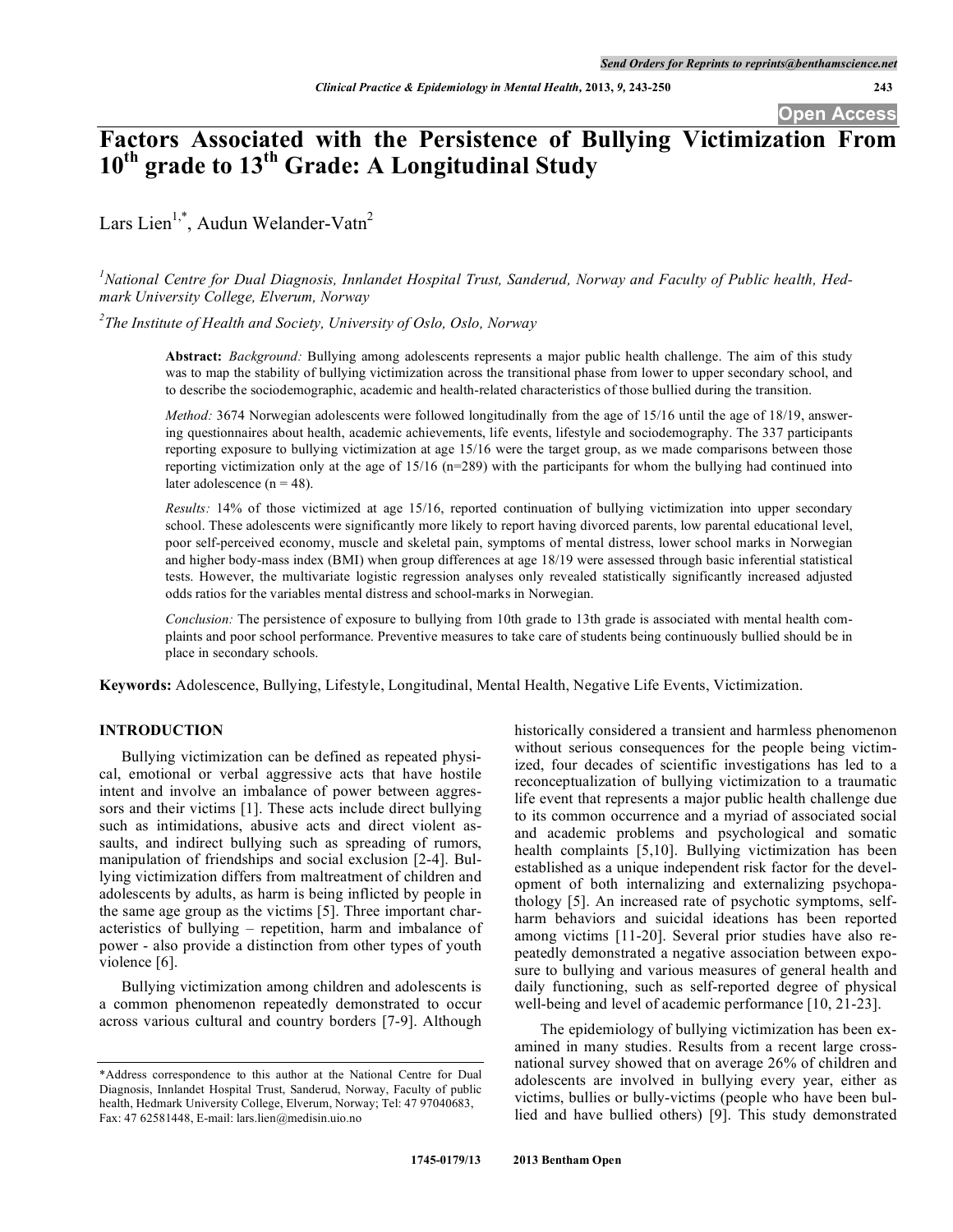# Factors Associated with the Persistence of Bullying Victimization From 10th grade to 13th Grade: A Longitudinal Study

Lars Lien[1,*], Audun Welander-Vatn[2]

[1]National Centre for Dual Diagnosis, Innlandet Hospital Trust, Sanderud, Norway and Faculty of Public health, Hedmark University College, Elverum, Norway

[2]The Institute of Health and Society, University of Oslo, Oslo, Norway

**Abstract:** *Background:* Bullying among adolescents represents a major public health challenge. The aim of this study was to map the stability of bullying victimization across the transitional phase from lower to upper secondary school, and to describe the sociodemographic, academic and health-related characteristics of those bullied during the transition.

*Method:* 3674 Norwegian adolescents were followed longitudinally from the age of 15/16 until the age of 18/19, answering questionnaires about health, academic achievements, life events, lifestyle and sociodemography. The 337 participants reporting exposure to bullying victimization at age 15/16 were the target group, as we made comparisons between those reporting victimization only at the age of 15/16 (n=289) with the participants for whom the bullying had continued into later adolescence (n = 48).

*Results:* 14% of those victimized at age 15/16, reported continuation of bullying victimization into upper secondary school. These adolescents were significantly more likely to report having divorced parents, low parental educational level, poor self-perceived economy, muscle and skeletal pain, symptoms of mental distress, lower school marks in Norwegian and higher body-mass index (BMI) when group differences at age 18/19 were assessed through basic inferential statistical tests. However, the multivariate logistic regression analyses only revealed statistically significantly increased adjusted odds ratios for the variables mental distress and school-marks in Norwegian.

*Conclusion:* The persistence of exposure to bullying from 10th grade to 13th grade is associated with mental health complaints and poor school performance. Preventive measures to take care of students being continuously bullied should be in place in secondary schools.

**Keywords:** Adolescence, Bullying, Lifestyle, Longitudinal, Mental Health, Negative Life Events, Victimization.

## INTRODUCTION

Bullying victimization can be defined as repeated physical, emotional or verbal aggressive acts that have hostile intent and involve an imbalance of power between aggressors and their victims [1]. These acts include direct bullying such as intimidations, abusive acts and direct violent assaults, and indirect bullying such as spreading of rumors, manipulation of friendships and social exclusion [2-4]. Bullying victimization differs from maltreatment of children and adolescents by adults, as harm is being inflicted by people in the same age group as the victims [5]. Three important characteristics of bullying – repetition, harm and imbalance of power - also provide a distinction from other types of youth violence [6].

Bullying victimization among children and adolescents is a common phenomenon repeatedly demonstrated to occur across various cultural and country borders [7-9]. Although historically considered a transient and harmless phenomenon without serious consequences for the people being victimized, four decades of scientific investigations has led to a reconceptualization of bullying victimization to a traumatic life event that represents a major public health challenge due to its common occurrence and a myriad of associated social and academic problems and psychological and somatic health complaints [5,10]. Bullying victimization has been established as a unique independent risk factor for the development of both internalizing and externalizing psychopathology [5]. An increased rate of psychotic symptoms, self-harm behaviors and suicidal ideations has been reported among victims [11-20]. Several prior studies have also repeatedly demonstrated a negative association between exposure to bullying and various measures of general health and daily functioning, such as self-reported degree of physical well-being and level of academic performance [10, 21-23].

The epidemiology of bullying victimization has been examined in many studies. Results from a recent large cross-national survey showed that on average 26% of children and adolescents are involved in bullying every year, either as victims, bullies or bully-victims (people who have been bullied and have bullied others) [9]. This study demonstrated

*Address correspondence to this author at the National Centre for Dual Diagnosis, Innlandet Hospital Trust, Sanderud, Norway, Faculty of public health, Hedmark University College, Elverum, Norway; Tel: 47 97040683, Fax: 47 62581448, E-mail: lars.lien@medisin.uio.no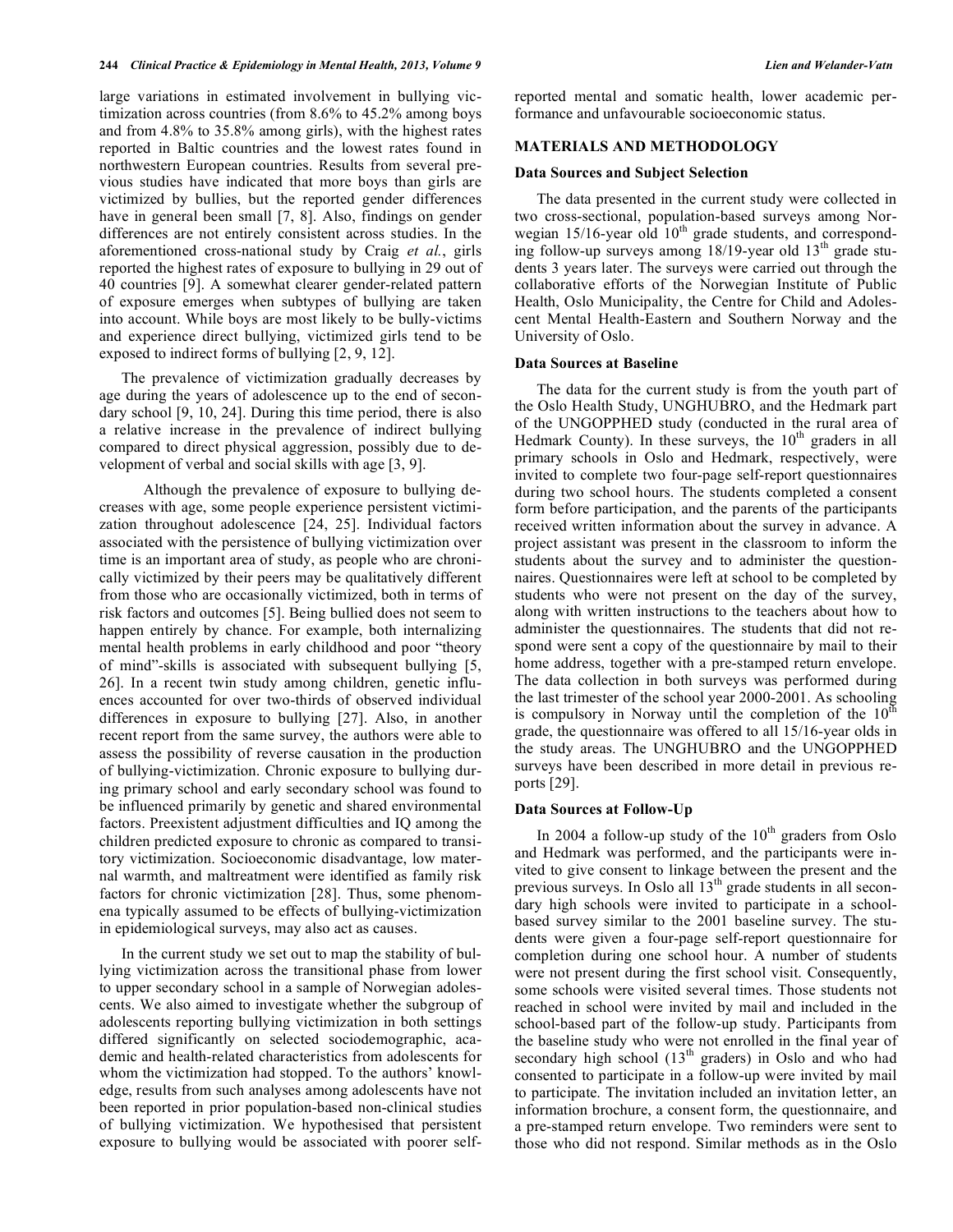large variations in estimated involvement in bullying victimization across countries (from 8.6% to 45.2% among boys and from 4.8% to 35.8% among girls), with the highest rates reported in Baltic countries and the lowest rates found in northwestern European countries. Results from several previous studies have indicated that more boys than girls are victimized by bullies, but the reported gender differences have in general been small [7, 8]. Also, findings on gender differences are not entirely consistent across studies. In the aforementioned cross-national study by Craig *et al.*, girls reported the highest rates of exposure to bullying in 29 out of 40 countries [9]. A somewhat clearer gender-related pattern of exposure emerges when subtypes of bullying are taken into account. While boys are most likely to be bully-victims and experience direct bullying, victimized girls tend to be exposed to indirect forms of bullying [2, 9, 12].

The prevalence of victimization gradually decreases by age during the years of adolescence up to the end of secondary school [9, 10, 24]. During this time period, there is also a relative increase in the prevalence of indirect bullying compared to direct physical aggression, possibly due to development of verbal and social skills with age [3, 9].

Although the prevalence of exposure to bullying decreases with age, some people experience persistent victimization throughout adolescence [24, 25]. Individual factors associated with the persistence of bullying victimization over time is an important area of study, as people who are chronically victimized by their peers may be qualitatively different from those who are occasionally victimized, both in terms of risk factors and outcomes [5]. Being bullied does not seem to happen entirely by chance. For example, both internalizing mental health problems in early childhood and poor "theory of mind"-skills is associated with subsequent bullying [5, 26]. In a recent twin study among children, genetic influences accounted for over two-thirds of observed individual differences in exposure to bullying [27]. Also, in another recent report from the same survey, the authors were able to assess the possibility of reverse causation in the production of bullying-victimization. Chronic exposure to bullying during primary school and early secondary school was found to be influenced primarily by genetic and shared environmental factors. Preexistent adjustment difficulties and IQ among the children predicted exposure to chronic as compared to transitory victimization. Socioeconomic disadvantage, low maternal warmth, and maltreatment were identified as family risk factors for chronic victimization [28]. Thus, some phenomena typically assumed to be effects of bullying-victimization in epidemiological surveys, may also act as causes.

In the current study we set out to map the stability of bullying victimization across the transitional phase from lower to upper secondary school in a sample of Norwegian adolescents. We also aimed to investigate whether the subgroup of adolescents reporting bullying victimization in both settings differed significantly on selected sociodemographic, academic and health-related characteristics from adolescents for whom the victimization had stopped. To the authors' knowledge, results from such analyses among adolescents have not been reported in prior population-based non-clinical studies of bullying victimization. We hypothesised that persistent exposure to bullying would be associated with poorer self-reported mental and somatic health, lower academic performance and unfavourable socioeconomic status.

## MATERIALS AND METHODOLOGY

### Data Sources and Subject Selection

The data presented in the current study were collected in two cross-sectional, population-based surveys among Norwegian 15/16-year old 10th grade students, and corresponding follow-up surveys among 18/19-year old 13th grade students 3 years later. The surveys were carried out through the collaborative efforts of the Norwegian Institute of Public Health, Oslo Municipality, the Centre for Child and Adolescent Mental Health-Eastern and Southern Norway and the University of Oslo.

### Data Sources at Baseline

The data for the current study is from the youth part of the Oslo Health Study, UNGHUBRO, and the Hedmark part of the UNGOPPHED study (conducted in the rural area of Hedmark County). In these surveys, the 10th graders in all primary schools in Oslo and Hedmark, respectively, were invited to complete two four-page self-report questionnaires during two school hours. The students completed a consent form before participation, and the parents of the participants received written information about the survey in advance. A project assistant was present in the classroom to inform the students about the survey and to administer the questionnaires. Questionnaires were left at school to be completed by students who were not present on the day of the survey, along with written instructions to the teachers about how to administer the questionnaires. The students that did not respond were sent a copy of the questionnaire by mail to their home address, together with a pre-stamped return envelope. The data collection in both surveys was performed during the last trimester of the school year 2000-2001. As schooling is compulsory in Norway until the completion of the 10th grade, the questionnaire was offered to all 15/16-year olds in the study areas. The UNGHUBRO and the UNGOPPHED surveys have been described in more detail in previous reports [29].

### Data Sources at Follow-Up

In 2004 a follow-up study of the 10th graders from Oslo and Hedmark was performed, and the participants were invited to give consent to linkage between the present and the previous surveys. In Oslo all 13th grade students in all secondary high schools were invited to participate in a school-based survey similar to the 2001 baseline survey. The students were given a four-page self-report questionnaire for completion during one school hour. A number of students were not present during the first school visit. Consequently, some schools were visited several times. Those students not reached in school were invited by mail and included in the school-based part of the follow-up study. Participants from the baseline study who were not enrolled in the final year of secondary high school (13th graders) in Oslo and who had consented to participate in a follow-up were invited by mail to participate. The invitation included an invitation letter, an information brochure, a consent form, the questionnaire, and a pre-stamped return envelope. Two reminders were sent to those who did not respond. Similar methods as in the Oslo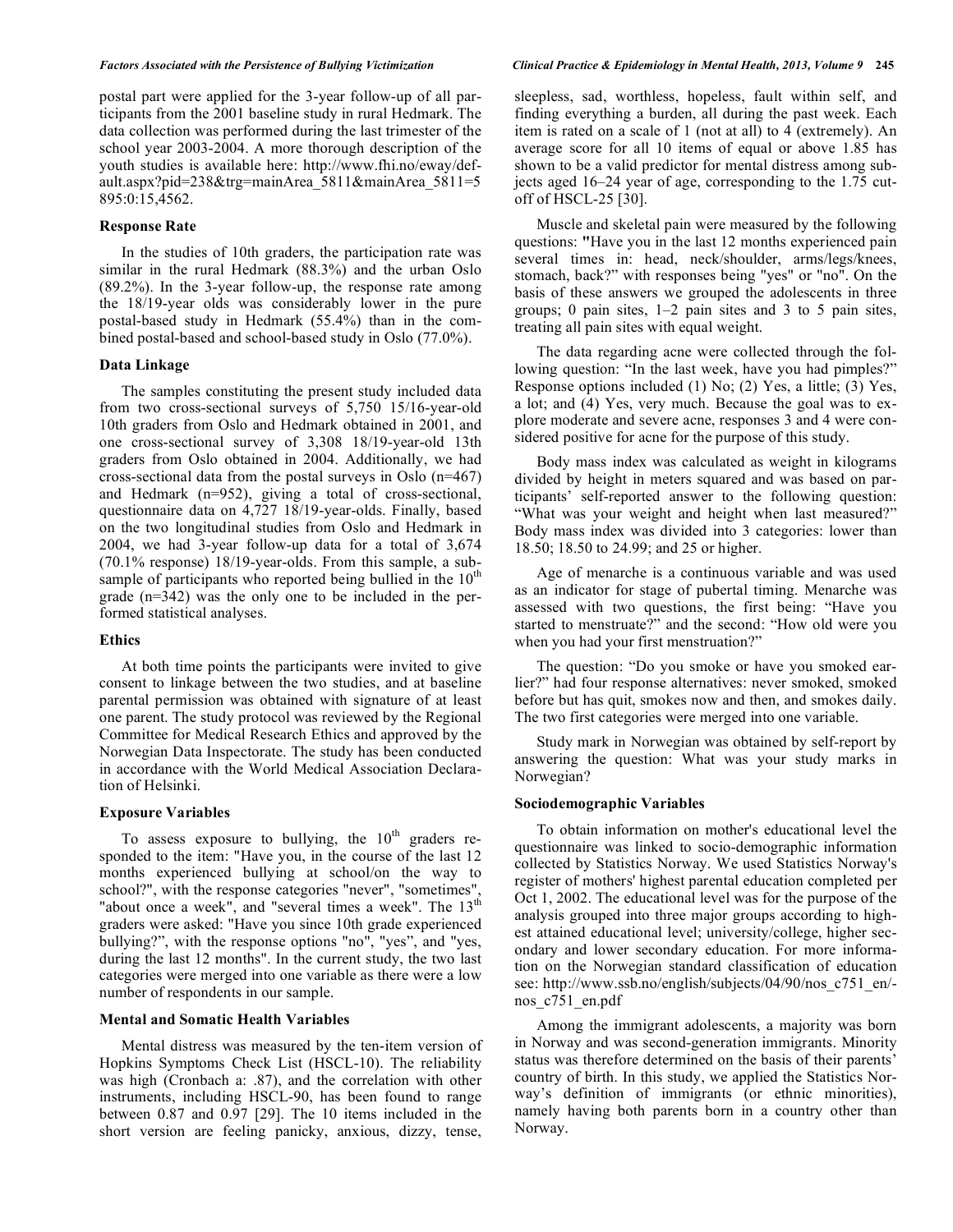postal part were applied for the 3-year follow-up of all participants from the 2001 baseline study in rural Hedmark. The data collection was performed during the last trimester of the school year 2003-2004. A more thorough description of the youth studies is available here: http://www.fhi.no/eway/default.aspx?pid=238&trg=mainArea_5811&mainArea_5811=5895:0:15,4562.

### Response Rate

In the studies of 10th graders, the participation rate was similar in the rural Hedmark (88.3%) and the urban Oslo (89.2%). In the 3-year follow-up, the response rate among the 18/19-year olds was considerably lower in the pure postal-based study in Hedmark (55.4%) than in the combined postal-based and school-based study in Oslo (77.0%).

### Data Linkage

The samples constituting the present study included data from two cross-sectional surveys of 5,750 15/16-year-old 10th graders from Oslo and Hedmark obtained in 2001, and one cross-sectional survey of 3,308 18/19-year-old 13th graders from Oslo obtained in 2004. Additionally, we had cross-sectional data from the postal surveys in Oslo (n=467) and Hedmark (n=952), giving a total of cross-sectional, questionnaire data on 4,727 18/19-year-olds. Finally, based on the two longitudinal studies from Oslo and Hedmark in 2004, we had 3-year follow-up data for a total of 3,674 (70.1% response) 18/19-year-olds. From this sample, a subsample of participants who reported being bullied in the 10th grade (n=342) was the only one to be included in the performed statistical analyses.

### Ethics

At both time points the participants were invited to give consent to linkage between the two studies, and at baseline parental permission was obtained with signature of at least one parent. The study protocol was reviewed by the Regional Committee for Medical Research Ethics and approved by the Norwegian Data Inspectorate. The study has been conducted in accordance with the World Medical Association Declaration of Helsinki.

### Exposure Variables

To assess exposure to bullying, the 10th graders responded to the item: "Have you, in the course of the last 12 months experienced bullying at school/on the way to school?", with the response categories "never", "sometimes", "about once a week", and "several times a week". The 13th graders were asked: "Have you since 10th grade experienced bullying?", with the response options "no", "yes", and "yes, during the last 12 months". In the current study, the two last categories were merged into one variable as there were a low number of respondents in our sample.

### Mental and Somatic Health Variables

Mental distress was measured by the ten-item version of Hopkins Symptoms Check List (HSCL-10). The reliability was high (Cronbach a: .87), and the correlation with other instruments, including HSCL-90, has been found to range between 0.87 and 0.97 [29]. The 10 items included in the short version are feeling panicky, anxious, dizzy, tense, sleepless, sad, worthless, hopeless, fault within self, and finding everything a burden, all during the past week. Each item is rated on a scale of 1 (not at all) to 4 (extremely). An average score for all 10 items of equal or above 1.85 has shown to be a valid predictor for mental distress among subjects aged 16–24 year of age, corresponding to the 1.75 cut-off of HSCL-25 [30].

Muscle and skeletal pain were measured by the following questions: "Have you in the last 12 months experienced pain several times in: head, neck/shoulder, arms/legs/knees, stomach, back?" with responses being "yes" or "no". On the basis of these answers we grouped the adolescents in three groups; 0 pain sites, 1–2 pain sites and 3 to 5 pain sites, treating all pain sites with equal weight.

The data regarding acne were collected through the following question: "In the last week, have you had pimples?" Response options included (1) No; (2) Yes, a little; (3) Yes, a lot; and (4) Yes, very much. Because the goal was to explore moderate and severe acne, responses 3 and 4 were considered positive for acne for the purpose of this study.

Body mass index was calculated as weight in kilograms divided by height in meters squared and was based on participants' self-reported answer to the following question: "What was your weight and height when last measured?" Body mass index was divided into 3 categories: lower than 18.50; 18.50 to 24.99; and 25 or higher.

Age of menarche is a continuous variable and was used as an indicator for stage of pubertal timing. Menarche was assessed with two questions, the first being: "Have you started to menstruate?" and the second: "How old were you when you had your first menstruation?"

The question: "Do you smoke or have you smoked earlier?" had four response alternatives: never smoked, smoked before but has quit, smokes now and then, and smokes daily. The two first categories were merged into one variable.

Study mark in Norwegian was obtained by self-report by answering the question: What was your study marks in Norwegian?

### Sociodemographic Variables

To obtain information on mother's educational level the questionnaire was linked to socio-demographic information collected by Statistics Norway. We used Statistics Norway's register of mothers' highest parental education completed per Oct 1, 2002. The educational level was for the purpose of the analysis grouped into three major groups according to highest attained educational level; university/college, higher secondary and lower secondary education. For more information on the Norwegian standard classification of education see: http://www.ssb.no/english/subjects/04/90/nos_c751_en/-nos_c751_en.pdf

Among the immigrant adolescents, a majority was born in Norway and was second-generation immigrants. Minority status was therefore determined on the basis of their parents' country of birth. In this study, we applied the Statistics Norway's definition of immigrants (or ethnic minorities), namely having both parents born in a country other than Norway.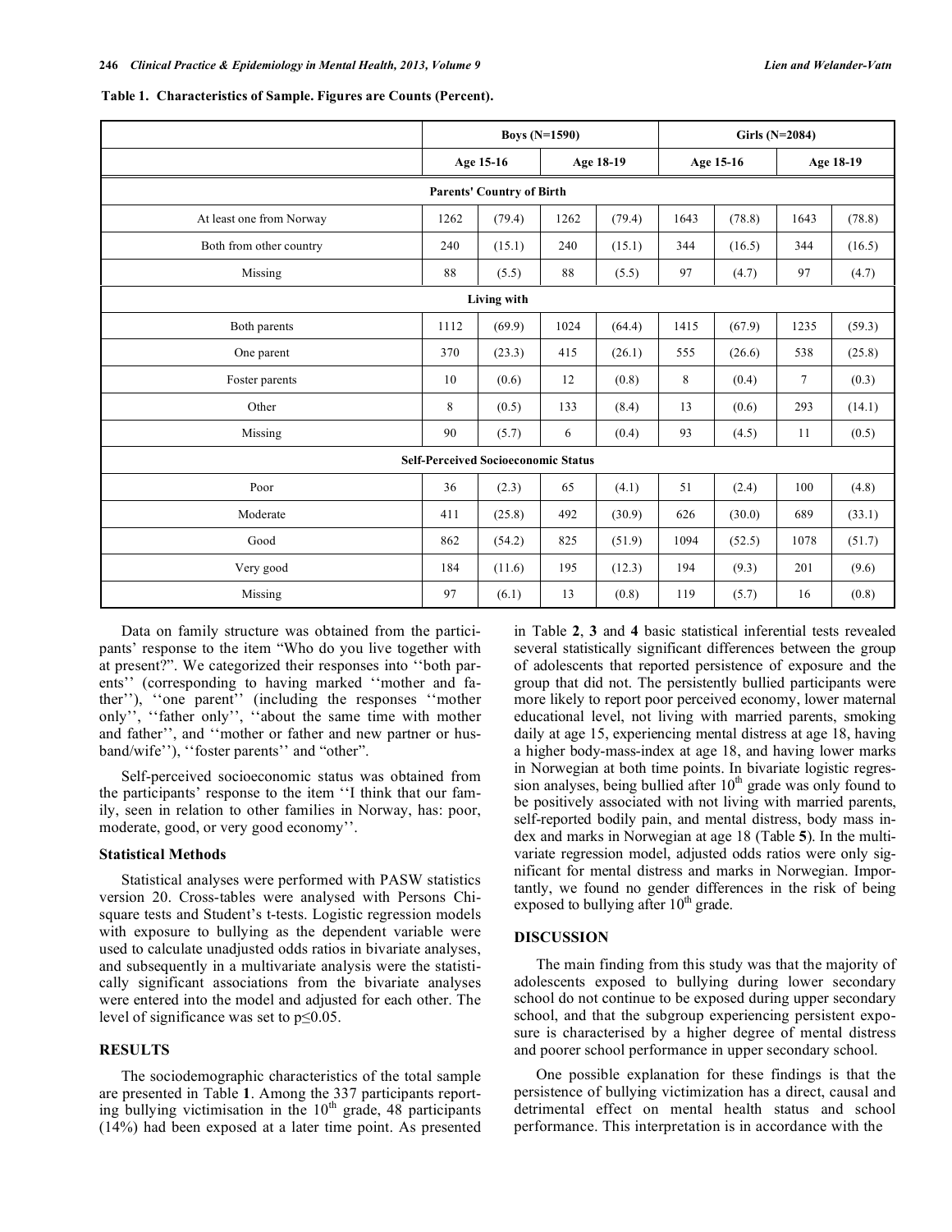**Table 1. Characteristics of Sample. Figures are Counts (Percent).**

| | Boys (N=1590) | | | | Girls (N=2084) | | | |
|---|---|---|---|---|---|---|---|---|
| | Age 15-16 | | Age 18-19 | | Age 15-16 | | Age 18-19 | |
| **Parents' Country of Birth** | | | | | | | | |
| At least one from Norway | 1262 | (79.4) | 1262 | (79.4) | 1643 | (78.8) | 1643 | (78.8) |
| Both from other country | 240 | (15.1) | 240 | (15.1) | 344 | (16.5) | 344 | (16.5) |
| Missing | 88 | (5.5) | 88 | (5.5) | 97 | (4.7) | 97 | (4.7) |
| **Living with** | | | | | | | | |
| Both parents | 1112 | (69.9) | 1024 | (64.4) | 1415 | (67.9) | 1235 | (59.3) |
| One parent | 370 | (23.3) | 415 | (26.1) | 555 | (26.6) | 538 | (25.8) |
| Foster parents | 10 | (0.6) | 12 | (0.8) | 8 | (0.4) | 7 | (0.3) |
| Other | 8 | (0.5) | 133 | (8.4) | 13 | (0.6) | 293 | (14.1) |
| Missing | 90 | (5.7) | 6 | (0.4) | 93 | (4.5) | 11 | (0.5) |
| **Self-Perceived Socioeconomic Status** | | | | | | | | |
| Poor | 36 | (2.3) | 65 | (4.1) | 51 | (2.4) | 100 | (4.8) |
| Moderate | 411 | (25.8) | 492 | (30.9) | 626 | (30.0) | 689 | (33.1) |
| Good | 862 | (54.2) | 825 | (51.9) | 1094 | (52.5) | 1078 | (51.7) |
| Very good | 184 | (11.6) | 195 | (12.3) | 194 | (9.3) | 201 | (9.6) |
| Missing | 97 | (6.1) | 13 | (0.8) | 119 | (5.7) | 16 | (0.8) |

Data on family structure was obtained from the participants' response to the item "Who do you live together with at present?". We categorized their responses into ''both parents'' (corresponding to having marked ''mother and father''), ''one parent'' (including the responses ''mother only'', ''father only'', ''about the same time with mother and father'', and ''mother or father and new partner or husband/wife''), ''foster parents'' and "other".

Self-perceived socioeconomic status was obtained from the participants' response to the item ''I think that our family, seen in relation to other families in Norway, has: poor, moderate, good, or very good economy''.

### Statistical Methods

Statistical analyses were performed with PASW statistics version 20. Cross-tables were analysed with Persons Chi-square tests and Student's t-tests. Logistic regression models with exposure to bullying as the dependent variable were used to calculate unadjusted odds ratios in bivariate analyses, and subsequently in a multivariate analysis were the statistically significant associations from the bivariate analyses were entered into the model and adjusted for each other. The level of significance was set to $p \leq 0.05$.

## RESULTS

The sociodemographic characteristics of the total sample are presented in Table **1**. Among the 337 participants reporting bullying victimisation in the 10th grade, 48 participants (14%) had been exposed at a later time point. As presented in Table **2**, **3** and **4** basic statistical inferential tests revealed several statistically significant differences between the group of adolescents that reported persistence of exposure and the group that did not. The persistently bullied participants were more likely to report poor perceived economy, lower maternal educational level, not living with married parents, smoking daily at age 15, experiencing mental distress at age 18, having a higher body-mass-index at age 18, and having lower marks in Norwegian at both time points. In bivariate logistic regression analyses, being bullied after 10th grade was only found to be positively associated with not living with married parents, self-reported bodily pain, and mental distress, body mass index and marks in Norwegian at age 18 (Table **5**). In the multivariate regression model, adjusted odds ratios were only significant for mental distress and marks in Norwegian. Importantly, we found no gender differences in the risk of being exposed to bullying after 10th grade.

## DISCUSSION

The main finding from this study was that the majority of adolescents exposed to bullying during lower secondary school do not continue to be exposed during upper secondary school, and that the subgroup experiencing persistent exposure is characterised by a higher degree of mental distress and poorer school performance in upper secondary school.

One possible explanation for these findings is that the persistence of bullying victimization has a direct, causal and detrimental effect on mental health status and school performance. This interpretation is in accordance with the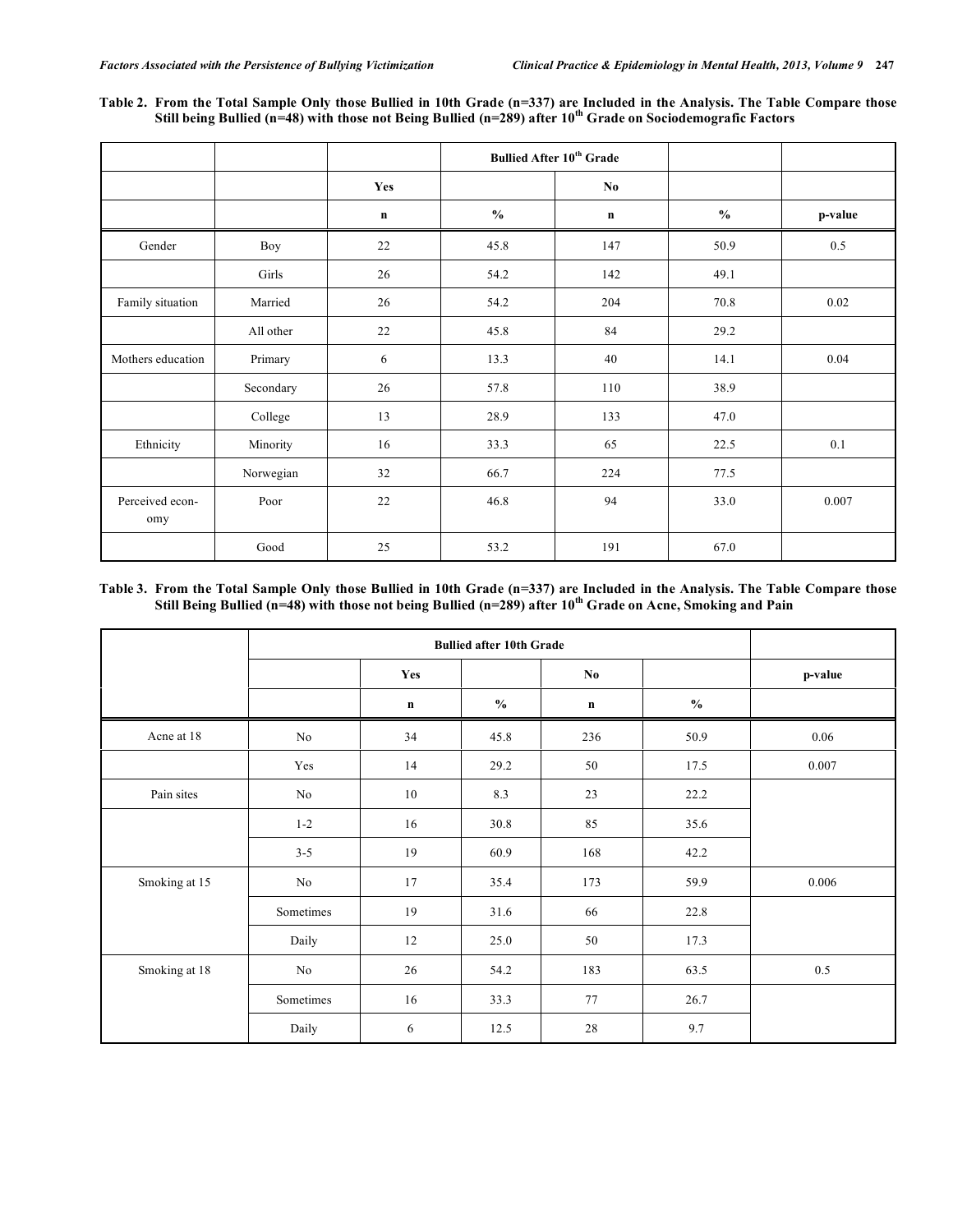**Table 2. From the Total Sample Only those Bullied in 10th Grade (n=337) are Included in the Analysis. The Table Compare those Still being Bullied (n=48) with those not Being Bullied (n=289) after 10th Grade on Sociodemografic Factors**

| | | | Bullied After 10th Grade | | | |
|---|---|---|---|---|---|---|
| | | Yes | | No | | |
| | | n | % | n | % | p-value |
| Gender | Boy | 22 | 45.8 | 147 | 50.9 | 0.5 |
| | Girls | 26 | 54.2 | 142 | 49.1 | |
| Family situation | Married | 26 | 54.2 | 204 | 70.8 | 0.02 |
| | All other | 22 | 45.8 | 84 | 29.2 | |
| Mothers education | Primary | 6 | 13.3 | 40 | 14.1 | 0.04 |
| | Secondary | 26 | 57.8 | 110 | 38.9 | |
| | College | 13 | 28.9 | 133 | 47.0 | |
| Ethnicity | Minority | 16 | 33.3 | 65 | 22.5 | 0.1 |
| | Norwegian | 32 | 66.7 | 224 | 77.5 | |
| Perceived economy | Poor | 22 | 46.8 | 94 | 33.0 | 0.007 |
| | Good | 25 | 53.2 | 191 | 67.0 | |

**Table 3. From the Total Sample Only those Bullied in 10th Grade (n=337) are Included in the Analysis. The Table Compare those Still Being Bullied (n=48) with those not being Bullied (n=289) after 10th Grade on Acne, Smoking and Pain**

| | Bullied after 10th Grade | | | | | |
|---|---|---|---|---|---|---|
| | | Yes | | No | | p-value |
| | | n | % | n | % | |
| Acne at 18 | No | 34 | 45.8 | 236 | 50.9 | 0.06 |
| | Yes | 14 | 29.2 | 50 | 17.5 | 0.007 |
| Pain sites | No | 10 | 8.3 | 23 | 22.2 | |
| | 1-2 | 16 | 30.8 | 85 | 35.6 | |
| | 3-5 | 19 | 60.9 | 168 | 42.2 | |
| Smoking at 15 | No | 17 | 35.4 | 173 | 59.9 | 0.006 |
| | Sometimes | 19 | 31.6 | 66 | 22.8 | |
| | Daily | 12 | 25.0 | 50 | 17.3 | |
| Smoking at 18 | No | 26 | 54.2 | 183 | 63.5 | 0.5 |
| | Sometimes | 16 | 33.3 | 77 | 26.7 | |
| | Daily | 6 | 12.5 | 28 | 9.7 | |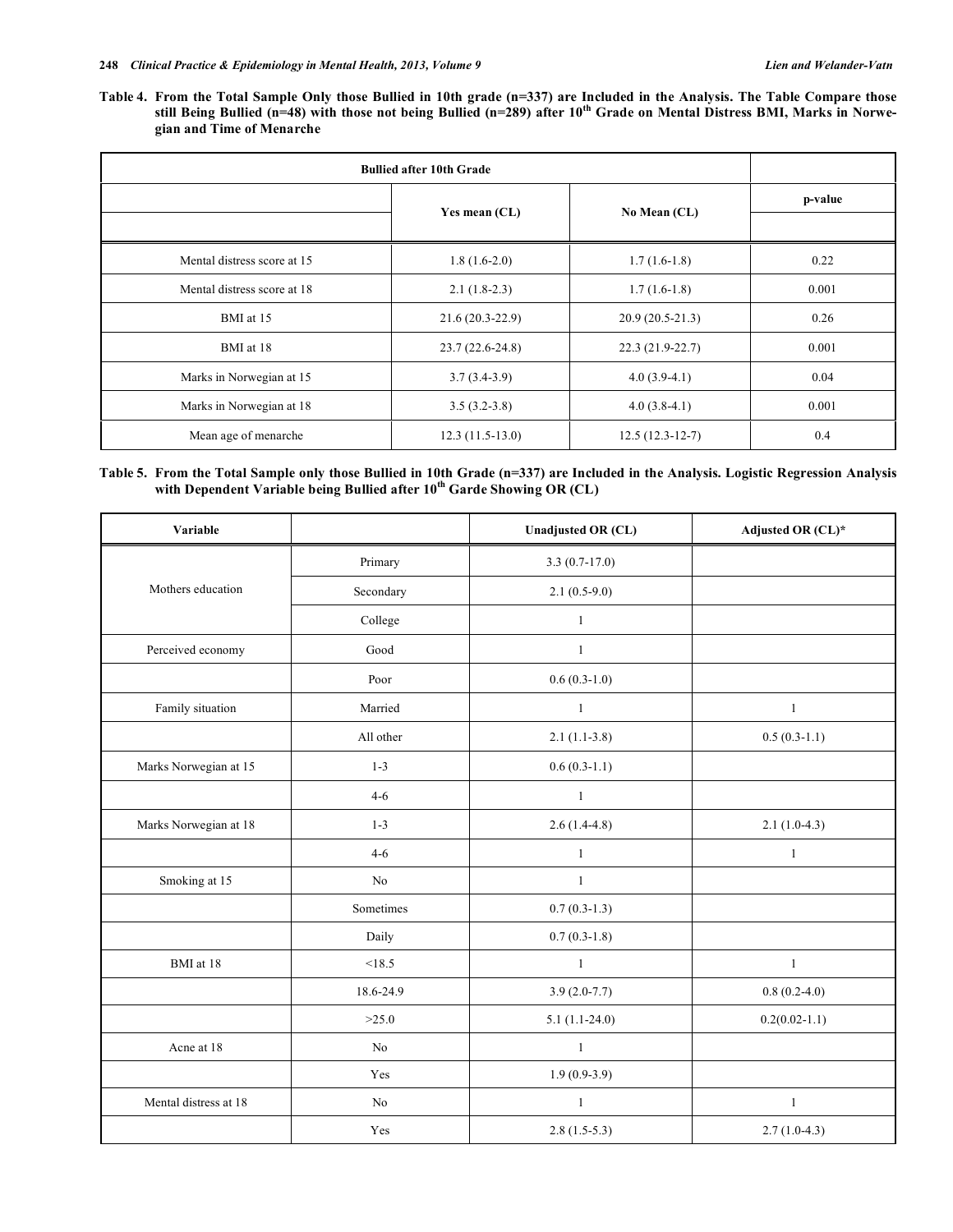**Table 4. From the Total Sample Only those Bullied in 10th grade (n=337) are Included in the Analysis. The Table Compare those still Being Bullied (n=48) with those not being Bullied (n=289) after 10th Grade on Mental Distress BMI, Marks in Norwegian and Time of Menarche**

| Bullied after 10th Grade | | | |
|---|---|---|---|
| | Yes mean (CL) | No Mean (CL) | p-value |
| Mental distress score at 15 | 1.8 (1.6-2.0) | 1.7 (1.6-1.8) | 0.22 |
| Mental distress score at 18 | 2.1 (1.8-2.3) | 1.7 (1.6-1.8) | 0.001 |
| BMI at 15 | 21.6 (20.3-22.9) | 20.9 (20.5-21.3) | 0.26 |
| BMI at 18 | 23.7 (22.6-24.8) | 22.3 (21.9-22.7) | 0.001 |
| Marks in Norwegian at 15 | 3.7 (3.4-3.9) | 4.0 (3.9-4.1) | 0.04 |
| Marks in Norwegian at 18 | 3.5 (3.2-3.8) | 4.0 (3.8-4.1) | 0.001 |
| Mean age of menarche | 12.3 (11.5-13.0) | 12.5 (12.3-12-7) | 0.4 |

**Table 5. From the Total Sample only those Bullied in 10th Grade (n=337) are Included in the Analysis. Logistic Regression Analysis with Dependent Variable being Bullied after 10th Garde Showing OR (CL)**

| Variable | | Unadjusted OR (CL) | Adjusted OR (CL)* |
|---|---|---|---|
| Mothers education | Primary | 3.3 (0.7-17.0) | |
| | Secondary | 2.1 (0.5-9.0) | |
| | College | 1 | |
| Perceived economy | Good | 1 | |
| | Poor | 0.6 (0.3-1.0) | |
| Family situation | Married | 1 | 1 |
| | All other | 2.1 (1.1-3.8) | 0.5 (0.3-1.1) |
| Marks Norwegian at 15 | 1-3 | 0.6 (0.3-1.1) | |
| | 4-6 | 1 | |
| Marks Norwegian at 18 | 1-3 | 2.6 (1.4-4.8) | 2.1 (1.0-4.3) |
| | 4-6 | 1 | 1 |
| Smoking at 15 | No | 1 | |
| | Sometimes | 0.7 (0.3-1.3) | |
| | Daily | 0.7 (0.3-1.8) | |
| BMI at 18 | <18.5 | 1 | 1 |
| | 18.6-24.9 | 3.9 (2.0-7.7) | 0.8 (0.2-4.0) |
| | >25.0 | 5.1 (1.1-24.0) | 0.2(0.02-1.1) |
| Acne at 18 | No | 1 | |
| | Yes | 1.9 (0.9-3.9) | |
| Mental distress at 18 | No | 1 | 1 |
| | Yes | 2.8 (1.5-5.3) | 2.7 (1.0-4.3) |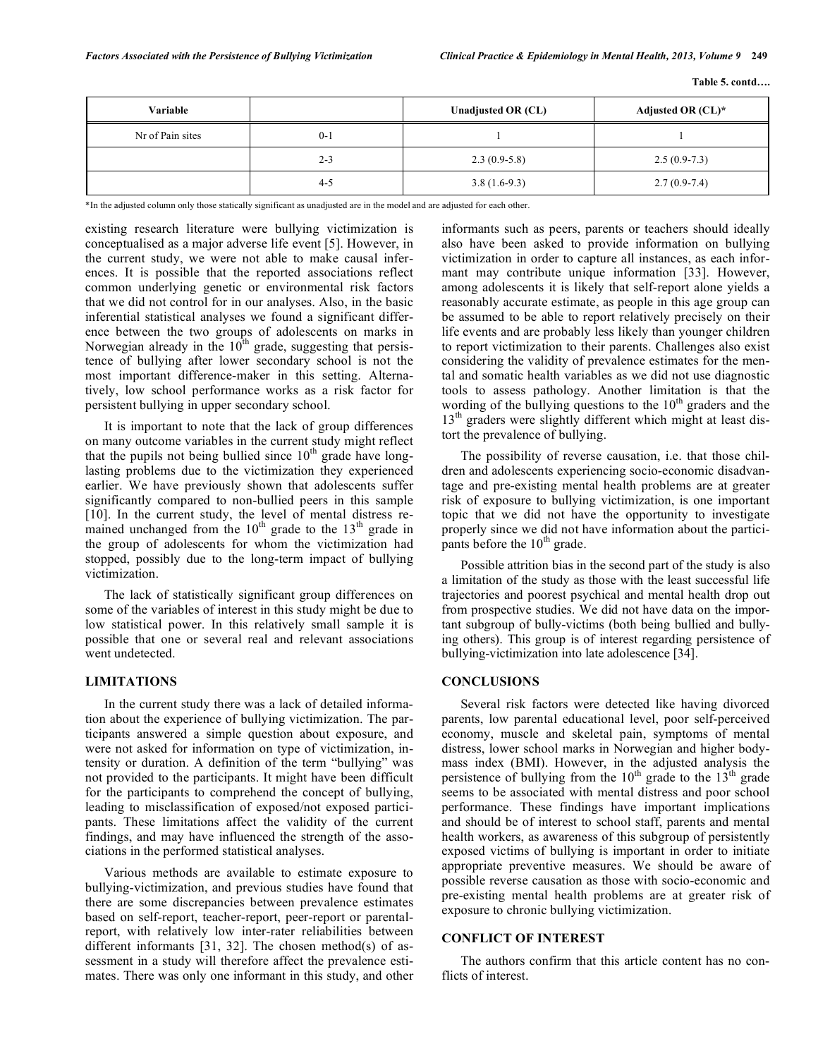Table 5. contd….

| Variable | | Unadjusted OR (CL) | Adjusted OR (CL)* |
|---|---|---|---|
| Nr of Pain sites | 0-1 | 1 | 1 |
| | 2-3 | 2.3 (0.9-5.8) | 2.5 (0.9-7.3) |
| | 4-5 | 3.8 (1.6-9.3) | 2.7 (0.9-7.4) |

*In the adjusted column only those statically significant as unadjusted are in the model and are adjusted for each other.

existing research literature were bullying victimization is conceptualised as a major adverse life event [5]. However, in the current study, we were not able to make causal inferences. It is possible that the reported associations reflect common underlying genetic or environmental risk factors that we did not control for in our analyses. Also, in the basic inferential statistical analyses we found a significant difference between the two groups of adolescents on marks in Norwegian already in the 10th grade, suggesting that persistence of bullying after lower secondary school is not the most important difference-maker in this setting. Alternatively, low school performance works as a risk factor for persistent bullying in upper secondary school.

It is important to note that the lack of group differences on many outcome variables in the current study might reflect that the pupils not being bullied since 10th grade have long-lasting problems due to the victimization they experienced earlier. We have previously shown that adolescents suffer significantly compared to non-bullied peers in this sample [10]. In the current study, the level of mental distress remained unchanged from the 10th grade to the 13th grade in the group of adolescents for whom the victimization had stopped, possibly due to the long-term impact of bullying victimization.

The lack of statistically significant group differences on some of the variables of interest in this study might be due to low statistical power. In this relatively small sample it is possible that one or several real and relevant associations went undetected.

## LIMITATIONS

In the current study there was a lack of detailed information about the experience of bullying victimization. The participants answered a simple question about exposure, and were not asked for information on type of victimization, intensity or duration. A definition of the term "bullying" was not provided to the participants. It might have been difficult for the participants to comprehend the concept of bullying, leading to misclassification of exposed/not exposed participants. These limitations affect the validity of the current findings, and may have influenced the strength of the associations in the performed statistical analyses.

Various methods are available to estimate exposure to bullying-victimization, and previous studies have found that there are some discrepancies between prevalence estimates based on self-report, teacher-report, peer-report or parental-report, with relatively low inter-rater reliabilities between different informants [31, 32]. The chosen method(s) of assessment in a study will therefore affect the prevalence estimates. There was only one informant in this study, and other informants such as peers, parents or teachers should ideally also have been asked to provide information on bullying victimization in order to capture all instances, as each informant may contribute unique information [33]. However, among adolescents it is likely that self-report alone yields a reasonably accurate estimate, as people in this age group can be assumed to be able to report relatively precisely on their life events and are probably less likely than younger children to report victimization to their parents. Challenges also exist considering the validity of prevalence estimates for the mental and somatic health variables as we did not use diagnostic tools to assess pathology. Another limitation is that the wording of the bullying questions to the 10th graders and the 13th graders were slightly different which might at least distort the prevalence of bullying.

The possibility of reverse causation, i.e. that those children and adolescents experiencing socio-economic disadvantage and pre-existing mental health problems are at greater risk of exposure to bullying victimization, is one important topic that we did not have the opportunity to investigate properly since we did not have information about the participants before the 10th grade.

Possible attrition bias in the second part of the study is also a limitation of the study as those with the least successful life trajectories and poorest psychical and mental health drop out from prospective studies. We did not have data on the important subgroup of bully-victims (both being bullied and bullying others). This group is of interest regarding persistence of bullying-victimization into late adolescence [34].

## CONCLUSIONS

Several risk factors were detected like having divorced parents, low parental educational level, poor self-perceived economy, muscle and skeletal pain, symptoms of mental distress, lower school marks in Norwegian and higher body-mass index (BMI). However, in the adjusted analysis the persistence of bullying from the 10th grade to the 13th grade seems to be associated with mental distress and poor school performance. These findings have important implications and should be of interest to school staff, parents and mental health workers, as awareness of this subgroup of persistently exposed victims of bullying is important in order to initiate appropriate preventive measures. We should be aware of possible reverse causation as those with socio-economic and pre-existing mental health problems are at greater risk of exposure to chronic bullying victimization.

## CONFLICT OF INTEREST

The authors confirm that this article content has no conflicts of interest.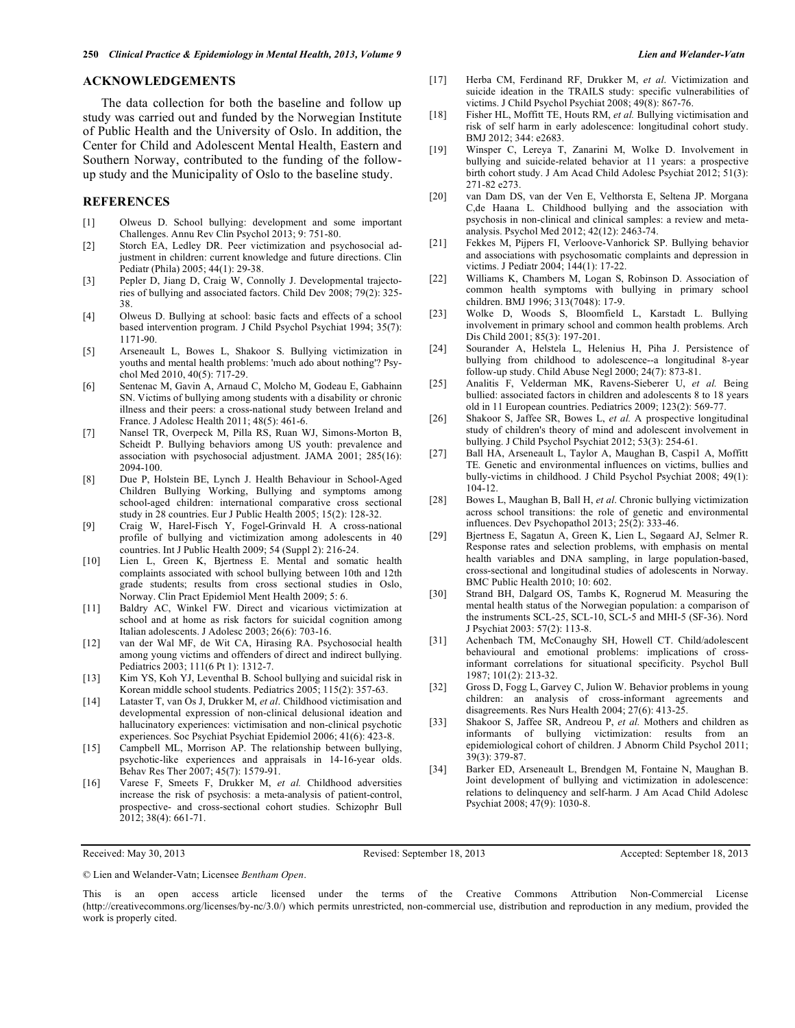## ACKNOWLEDGEMENTS

The data collection for both the baseline and follow up study was carried out and funded by the Norwegian Institute of Public Health and the University of Oslo. In addition, the Center for Child and Adolescent Mental Health, Eastern and Southern Norway, contributed to the funding of the follow-up study and the Municipality of Oslo to the baseline study.

## REFERENCES

[1] Olweus D. School bullying: development and some important Challenges. Annu Rev Clin Psychol 2013; 9: 751-80.

[2] Storch EA, Ledley DR. Peer victimization and psychosocial adjustment in children: current knowledge and future directions. Clin Pediatr (Phila) 2005; 44(1): 29-38.

[3] Pepler D, Jiang D, Craig W, Connolly J. Developmental trajectories of bullying and associated factors. Child Dev 2008; 79(2): 325-38.

[4] Olweus D. Bullying at school: basic facts and effects of a school based intervention program. J Child Psychol Psychiat 1994; 35(7): 1171-90.

[5] Arseneault L, Bowes L, Shakoor S. Bullying victimization in youths and mental health problems: 'much ado about nothing'? Psychol Med 2010, 40(5): 717-29.

[6] Sentenac M, Gavin A, Arnaud C, Molcho M, Godeau E, Gabhainn SN. Victims of bullying among students with a disability or chronic illness and their peers: a cross-national study between Ireland and France. J Adolesc Health 2011; 48(5): 461-6.

[7] Nansel TR, Overpeck M, Pilla RS, Ruan WJ, Simons-Morton B, Scheidt P. Bullying behaviors among US youth: prevalence and association with psychosocial adjustment. JAMA 2001; 285(16): 2094-100.

[8] Due P, Holstein BE, Lynch J. Health Behaviour in School-Aged Children Bullying Working, Bullying and symptoms among school-aged children: international comparative cross sectional study in 28 countries. Eur J Public Health 2005; 15(2): 128-32.

[9] Craig W, Harel-Fisch Y, Fogel-Grinvald H. A cross-national profile of bullying and victimization among adolescents in 40 countries. Int J Public Health 2009; 54 (Suppl 2): 216-24.

[10] Lien L, Green K, Bjertness E. Mental and somatic health complaints associated with school bullying between 10th and 12th grade students; results from cross sectional studies in Oslo, Norway. Clin Pract Epidemiol Ment Health 2009; 5: 6.

[11] Baldry AC, Winkel FW. Direct and vicarious victimization at school and at home as risk factors for suicidal cognition among Italian adolescents. J Adolesc 2003; 26(6): 703-16.

[12] van der Wal MF, de Wit CA, Hirasing RA. Psychosocial health among young victims and offenders of direct and indirect bullying. Pediatrics 2003; 111(6 Pt 1): 1312-7.

[13] Kim YS, Koh YJ, Leventhal B. School bullying and suicidal risk in Korean middle school students. Pediatrics 2005; 115(2): 357-63.

[14] Lataster T, van Os J, Drukker M, *et al*. Childhood victimisation and developmental expression of non-clinical delusional ideation and hallucinatory experiences: victimisation and non-clinical psychotic experiences. Soc Psychiat Psychiat Epidemiol 2006; 41(6): 423-8.

[15] Campbell ML, Morrison AP. The relationship between bullying, psychotic-like experiences and appraisals in 14-16-year olds. Behav Res Ther 2007; 45(7): 1579-91.

[16] Varese F, Smeets F, Drukker M, *et al.* Childhood adversities increase the risk of psychosis: a meta-analysis of patient-control, prospective- and cross-sectional cohort studies. Schizophr Bull 2012; 38(4): 661-71.

[17] Herba CM, Ferdinand RF, Drukker M, *et al*. Victimization and suicide ideation in the TRAILS study: specific vulnerabilities of victims. J Child Psychol Psychiat 2008; 49(8): 867-76.

[18] Fisher HL, Moffitt TE, Houts RM, *et al.* Bullying victimisation and risk of self harm in early adolescence: longitudinal cohort study. BMJ 2012; 344: e2683.

[19] Winsper C, Lereya T, Zanarini M, Wolke D. Involvement in bullying and suicide-related behavior at 11 years: a prospective birth cohort study. J Am Acad Child Adolesc Psychiat 2012; 51(3): 271-82 e273.

[20] van Dam DS, van der Ven E, Velthorsta E, Seltena JP. Morgana C,de Haana L. Childhood bullying and the association with psychosis in non-clinical and clinical samples: a review and meta-analysis. Psychol Med 2012; 42(12): 2463-74.

[21] Fekkes M, Pijpers FI, Verloove-Vanhorick SP. Bullying behavior and associations with psychosomatic complaints and depression in victims. J Pediatr 2004; 144(1): 17-22.

[22] Williams K, Chambers M, Logan S, Robinson D. Association of common health symptoms with bullying in primary school children. BMJ 1996; 313(7048): 17-9.

[23] Wolke D, Woods S, Bloomfield L, Karstadt L. Bullying involvement in primary school and common health problems. Arch Dis Child 2001; 85(3): 197-201.

[24] Sourander A, Helstela L, Helenius H, Piha J. Persistence of bullying from childhood to adolescence--a longitudinal 8-year follow-up study. Child Abuse Negl 2000; 24(7): 873-81.

[25] Analitis F, Velderman MK, Ravens-Sieberer U, *et al.* Being bullied: associated factors in children and adolescents 8 to 18 years old in 11 European countries. Pediatrics 2009; 123(2): 569-77.

[26] Shakoor S, Jaffee SR, Bowes L, *et al.* A prospective longitudinal study of children's theory of mind and adolescent involvement in bullying. J Child Psychol Psychiat 2012; 53(3): 254-61.

[27] Ball HA, Arseneault L, Taylor A, Maughan B, Caspi1 A, Moffitt TE. Genetic and environmental influences on victims, bullies and bully-victims in childhood. J Child Psychol Psychiat 2008; 49(1): 104-12.

[28] Bowes L, Maughan B, Ball H, *et al*. Chronic bullying victimization across school transitions: the role of genetic and environmental influences. Dev Psychopathol 2013; 25(2): 333-46.

[29] Bjertness E, Sagatun A, Green K, Lien L, Søgaard AJ, Selmer R. Response rates and selection problems, with emphasis on mental health variables and DNA sampling, in large population-based, cross-sectional and longitudinal studies of adolescents in Norway. BMC Public Health 2010; 10: 602.

[30] Strand BH, Dalgard OS, Tambs K, Rognerud M. Measuring the mental health status of the Norwegian population: a comparison of the instruments SCL-25, SCL-10, SCL-5 and MHI-5 (SF-36). Nord J Psychiat 2003: 57(2): 113-8.

[31] Achenbach TM, McConaughy SH, Howell CT. Child/adolescent behavioural and emotional problems: implications of cross-informant correlations for situational specificity. Psychol Bull 1987; 101(2): 213-32.

[32] Gross D, Fogg L, Garvey C, Julion W. Behavior problems in young children: an analysis of cross-informant agreements and disagreements. Res Nurs Health 2004; 27(6): 413-25.

[33] Shakoor S, Jaffee SR, Andreou P, *et al.* Mothers and children as informants of bullying victimization: results from an epidemiological cohort of children. J Abnorm Child Psychol 2011; 39(3): 379-87.

[34] Barker ED, Arseneault L, Brendgen M, Fontaine N, Maughan B. Joint development of bullying and victimization in adolescence: relations to delinquency and self-harm. J Am Acad Child Adolesc Psychiat 2008; 47(9): 1030-8.

Received: May 30, 2013 Revised: September 18, 2013 Accepted: September 18, 2013

© Lien and Welander-Vatn; Licensee *Bentham Open*.

This is an open access article licensed under the terms of the Creative Commons Attribution Non-Commercial License (http://creativecommons.org/licenses/by-nc/3.0/) which permits unrestricted, non-commercial use, distribution and reproduction in any medium, provided the work is properly cited.